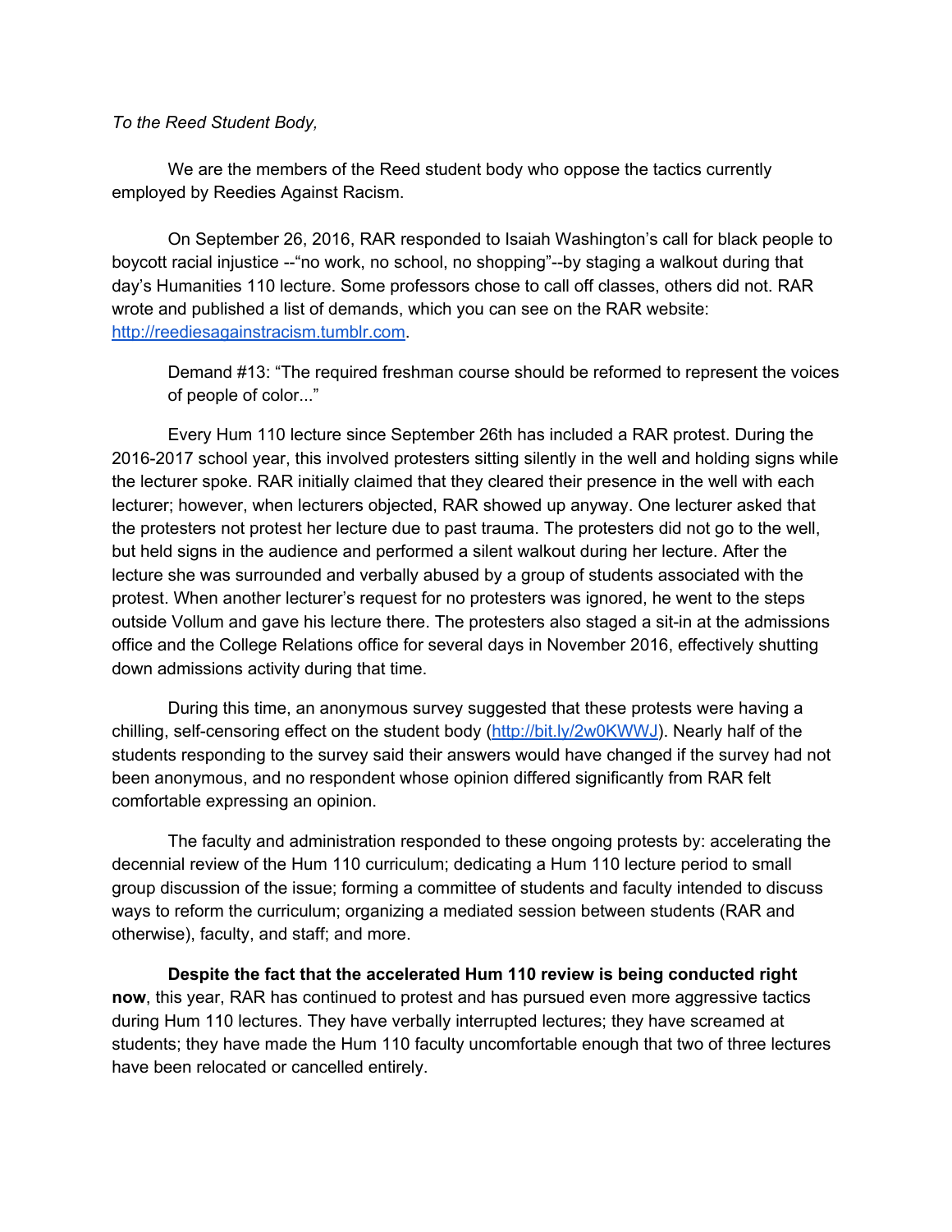*To the Reed Student Body,*

We are the members of the Reed student body who oppose the tactics currently employed by Reedies Against Racism.

On September 26, 2016, RAR responded to Isaiah Washington's call for black people to boycott racial injustice --"no work, no school, no shopping"--by staging a walkout during that day's Humanities 110 lecture. Some professors chose to call off classes, others did not. RAR wrote and published a list of demands, which you can see on the RAR website: [http://reediesagainstracism.tumblr.com](http://reediesagainstracism.tumblr.com).

> Demand #13: "The required freshman course should be reformed to represent the voices of people of color..."

Every Hum 110 lecture since September 26th has included a RAR protest. During the 2016-2017 school year, this involved protesters sitting silently in the well and holding signs while the lecturer spoke. RAR initially claimed that they cleared their presence in the well with each lecturer; however, when lecturers objected, RAR showed up anyway. One lecturer asked that the protesters not protest her lecture due to past trauma. The protesters did not go to the well, but held signs in the audience and performed a silent walkout during her lecture. After the lecture she was surrounded and verbally abused by a group of students associated with the protest. When another lecturer's request for no protesters was ignored, he went to the steps outside Vollum and gave his lecture there. The protesters also staged a sit-in at the admissions office and the College Relations office for several days in November 2016, effectively shutting down admissions activity during that time.

During this time, an anonymous survey suggested that these protests were having a chilling, self-censoring effect on the student body ([http://bit.ly/2w0KWWJ](http://bit.ly/2w0KWWJ)). Nearly half of the students responding to the survey said their answers would have changed if the survey had not been anonymous, and no respondent whose opinion differed significantly from RAR felt comfortable expressing an opinion.

The faculty and administration responded to these ongoing protests by: accelerating the decennial review of the Hum 110 curriculum; dedicating a Hum 110 lecture period to small group discussion of the issue; forming a committee of students and faculty intended to discuss ways to reform the curriculum; organizing a mediated session between students (RAR and otherwise), faculty, and staff; and more.

**Despite the fact that the accelerated Hum 110 review is being conducted right now**, this year, RAR has continued to protest and has pursued even more aggressive tactics during Hum 110 lectures. They have verbally interrupted lectures; they have screamed at students; they have made the Hum 110 faculty uncomfortable enough that two of three lectures have been relocated or cancelled entirely.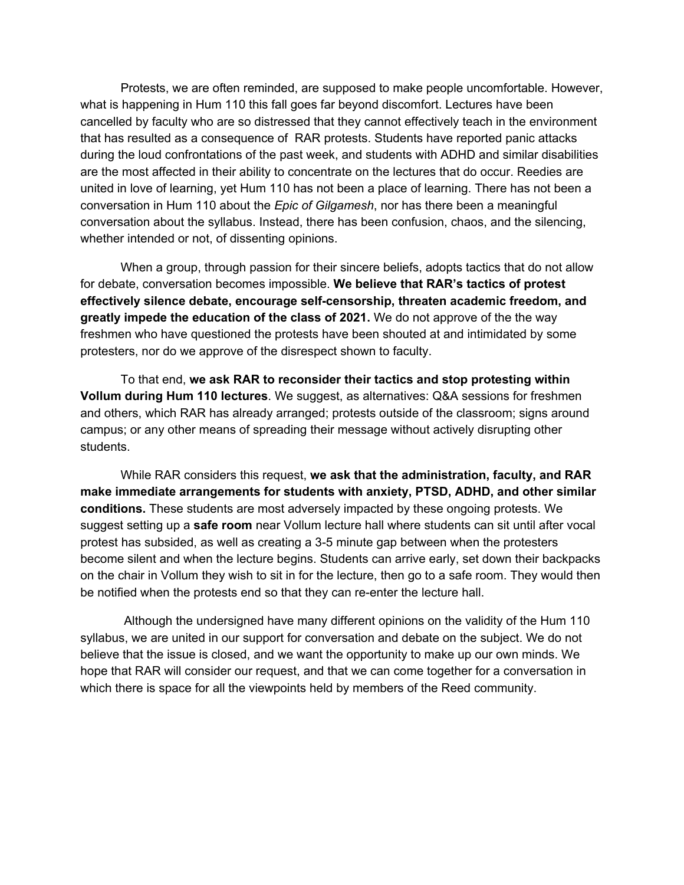Protests, we are often reminded, are supposed to make people uncomfortable. However, what is happening in Hum 110 this fall goes far beyond discomfort. Lectures have been cancelled by faculty who are so distressed that they cannot effectively teach in the environment that has resulted as a consequence of  RAR protests. Students have reported panic attacks during the loud confrontations of the past week, and students with ADHD and similar disabilities are the most affected in their ability to concentrate on the lectures that do occur. Reedies are united in love of learning, yet Hum 110 has not been a place of learning. There has not been a conversation in Hum 110 about the *Epic of Gilgamesh*, nor has there been a meaningful conversation about the syllabus. Instead, there has been confusion, chaos, and the silencing, whether intended or not, of dissenting opinions.

When a group, through passion for their sincere beliefs, adopts tactics that do not allow for debate, conversation becomes impossible. **We believe that RAR's tactics of protest effectively silence debate, encourage self-censorship, threaten academic freedom, and greatly impede the education of the class of 2021.** We do not approve of the the way freshmen who have questioned the protests have been shouted at and intimidated by some protesters, nor do we approve of the disrespect shown to faculty.

To that end, **we ask RAR to reconsider their tactics and stop protesting within Vollum during Hum 110 lectures**. We suggest, as alternatives: Q&A sessions for freshmen and others, which RAR has already arranged; protests outside of the classroom; signs around campus; or any other means of spreading their message without actively disrupting other students.

While RAR considers this request, **we ask that the administration, faculty, and RAR make immediate arrangements for students with anxiety, PTSD, ADHD, and other similar conditions.** These students are most adversely impacted by these ongoing protests. We suggest setting up a **safe room** near Vollum lecture hall where students can sit until after vocal protest has subsided, as well as creating a 3-5 minute gap between when the protesters become silent and when the lecture begins. Students can arrive early, set down their backpacks on the chair in Vollum they wish to sit in for the lecture, then go to a safe room. They would then be notified when the protests end so that they can re-enter the lecture hall.

Although the undersigned have many different opinions on the validity of the Hum 110 syllabus, we are united in our support for conversation and debate on the subject. We do not believe that the issue is closed, and we want the opportunity to make up our own minds. We hope that RAR will consider our request, and that we can come together for a conversation in which there is space for all the viewpoints held by members of the Reed community.